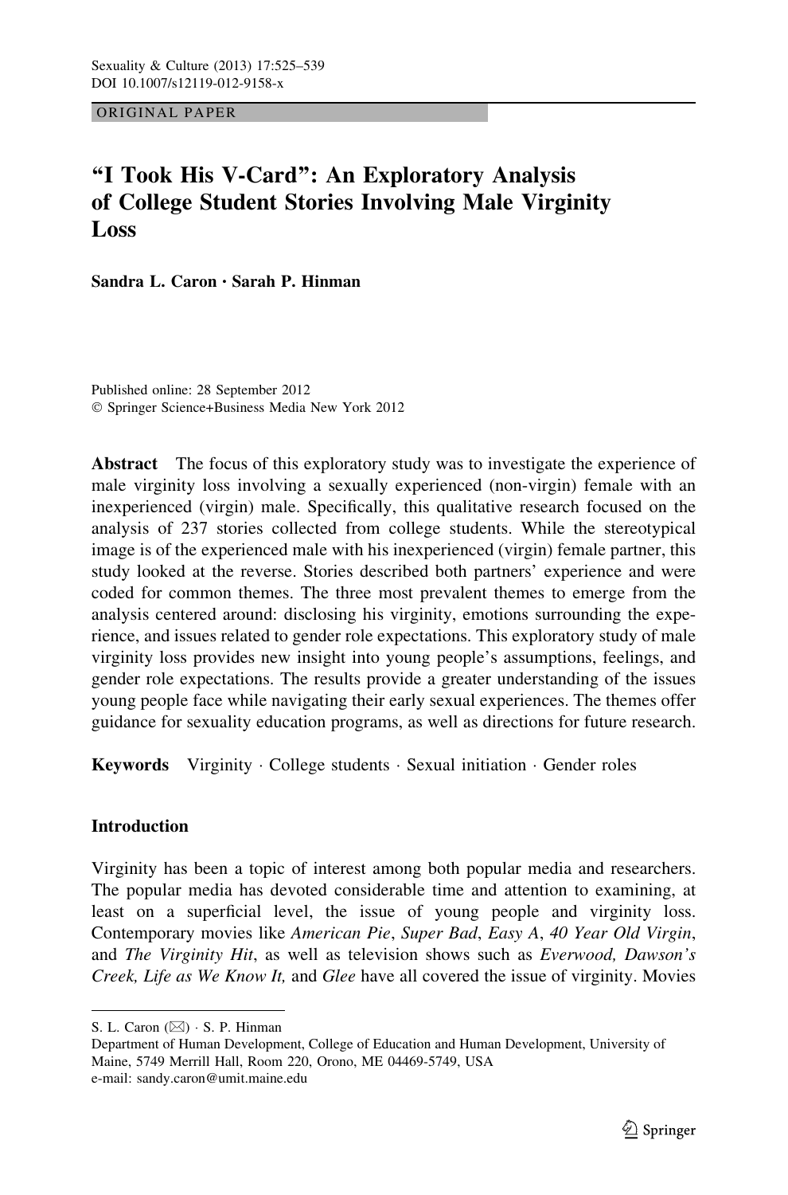ORIGINAL PAPER

# "I Took His V-Card": An Exploratory Analysis of College Student Stories Involving Male Virginity Loss

**Sandra L. Caron · Sarah P. Hinman**

Published online: 28 September 2012
© Springer Science+Business Media New York 2012

**Abstract** The focus of this exploratory study was to investigate the experience of male virginity loss involving a sexually experienced (non-virgin) female with an inexperienced (virgin) male. Specifically, this qualitative research focused on the analysis of 237 stories collected from college students. While the stereotypical image is of the experienced male with his inexperienced (virgin) female partner, this study looked at the reverse. Stories described both partners' experience and were coded for common themes. The three most prevalent themes to emerge from the analysis centered around: disclosing his virginity, emotions surrounding the experience, and issues related to gender role expectations. This exploratory study of male virginity loss provides new insight into young people's assumptions, feelings, and gender role expectations. The results provide a greater understanding of the issues young people face while navigating their early sexual experiences. The themes offer guidance for sexuality education programs, as well as directions for future research.

**Keywords** Virginity · College students · Sexual initiation · Gender roles

## Introduction

Virginity has been a topic of interest among both popular media and researchers. The popular media has devoted considerable time and attention to examining, at least on a superficial level, the issue of young people and virginity loss. Contemporary movies like *American Pie*, *Super Bad*, *Easy A*, *40 Year Old Virgin*, and *The Virginity Hit*, as well as television shows such as *Everwood, Dawson's Creek, Life as We Know It,* and *Glee* have all covered the issue of virginity. Movies

---

S. L. Caron (✉) · S. P. Hinman
Department of Human Development, College of Education and Human Development, University of Maine, 5749 Merrill Hall, Room 220, Orono, ME 04469-5749, USA
e-mail: sandy.caron@umit.maine.edu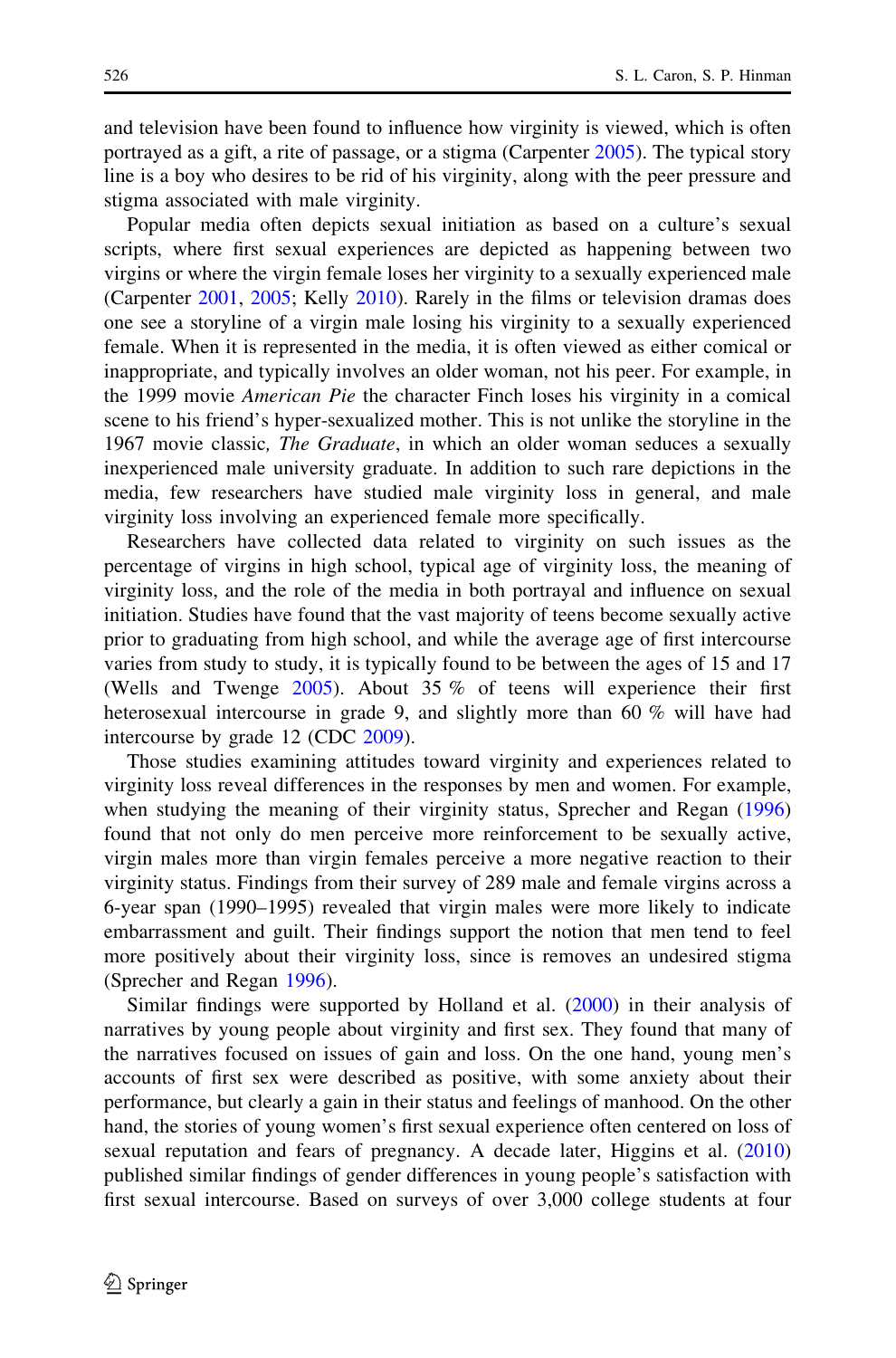and television have been found to influence how virginity is viewed, which is often portrayed as a gift, a rite of passage, or a stigma (Carpenter 2005). The typical story line is a boy who desires to be rid of his virginity, along with the peer pressure and stigma associated with male virginity.

Popular media often depicts sexual initiation as based on a culture's sexual scripts, where first sexual experiences are depicted as happening between two virgins or where the virgin female loses her virginity to a sexually experienced male (Carpenter 2001, 2005; Kelly 2010). Rarely in the films or television dramas does one see a storyline of a virgin male losing his virginity to a sexually experienced female. When it is represented in the media, it is often viewed as either comical or inappropriate, and typically involves an older woman, not his peer. For example, in the 1999 movie *American Pie* the character Finch loses his virginity in a comical scene to his friend's hyper-sexualized mother. This is not unlike the storyline in the 1967 movie classic*, The Graduate*, in which an older woman seduces a sexually inexperienced male university graduate. In addition to such rare depictions in the media, few researchers have studied male virginity loss in general, and male virginity loss involving an experienced female more specifically.

Researchers have collected data related to virginity on such issues as the percentage of virgins in high school, typical age of virginity loss, the meaning of virginity loss, and the role of the media in both portrayal and influence on sexual initiation. Studies have found that the vast majority of teens become sexually active prior to graduating from high school, and while the average age of first intercourse varies from study to study, it is typically found to be between the ages of 15 and 17 (Wells and Twenge 2005). About 35 % of teens will experience their first heterosexual intercourse in grade 9, and slightly more than 60 % will have had intercourse by grade 12 (CDC 2009).

Those studies examining attitudes toward virginity and experiences related to virginity loss reveal differences in the responses by men and women. For example, when studying the meaning of their virginity status, Sprecher and Regan (1996) found that not only do men perceive more reinforcement to be sexually active, virgin males more than virgin females perceive a more negative reaction to their virginity status. Findings from their survey of 289 male and female virgins across a 6-year span (1990–1995) revealed that virgin males were more likely to indicate embarrassment and guilt. Their findings support the notion that men tend to feel more positively about their virginity loss, since is removes an undesired stigma (Sprecher and Regan 1996).

Similar findings were supported by Holland et al. (2000) in their analysis of narratives by young people about virginity and first sex. They found that many of the narratives focused on issues of gain and loss. On the one hand, young men's accounts of first sex were described as positive, with some anxiety about their performance, but clearly a gain in their status and feelings of manhood. On the other hand, the stories of young women's first sexual experience often centered on loss of sexual reputation and fears of pregnancy. A decade later, Higgins et al. (2010) published similar findings of gender differences in young people's satisfaction with first sexual intercourse. Based on surveys of over 3,000 college students at four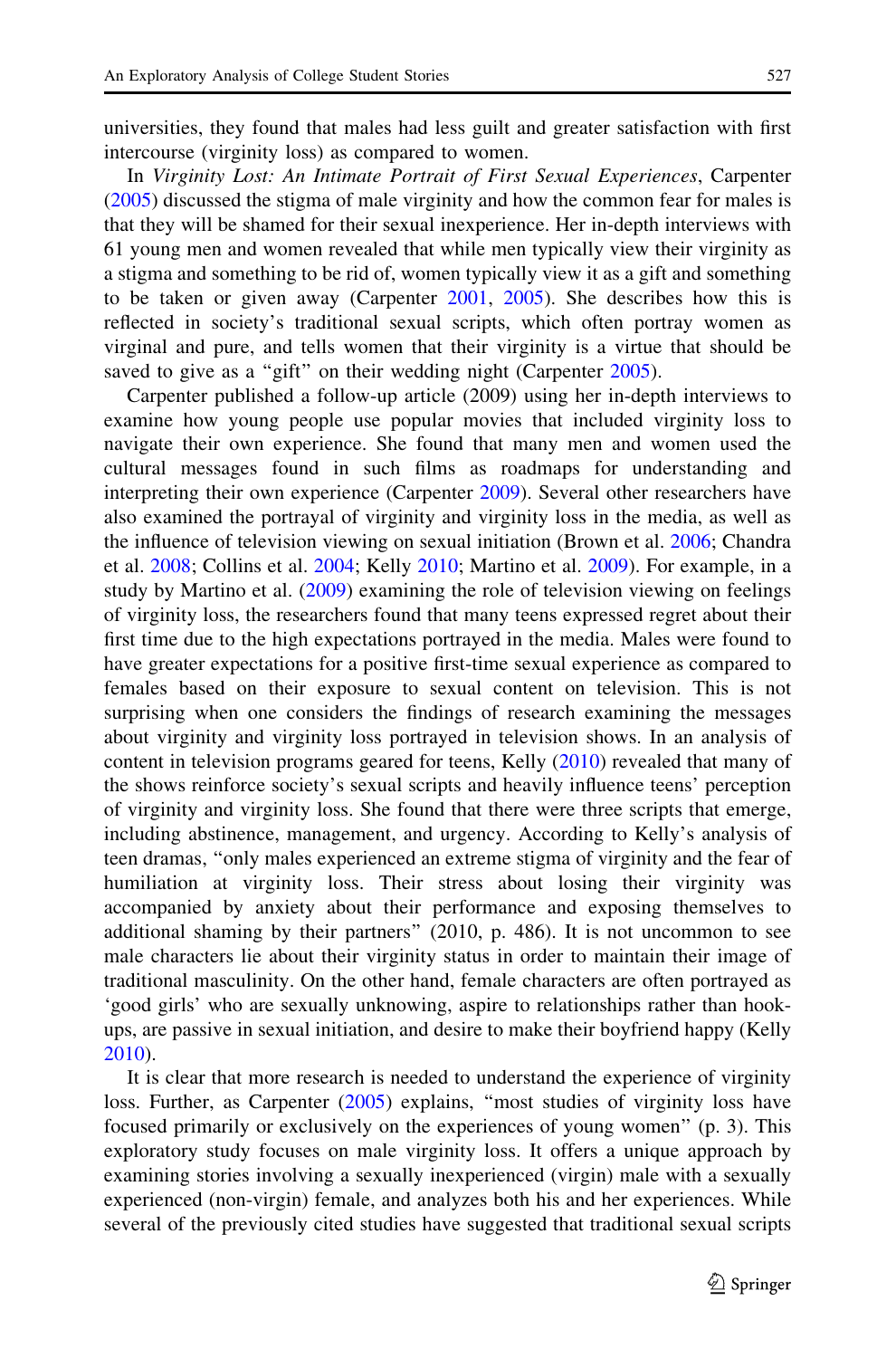universities, they found that males had less guilt and greater satisfaction with first intercourse (virginity loss) as compared to women.

In *Virginity Lost: An Intimate Portrait of First Sexual Experiences*, Carpenter (2005) discussed the stigma of male virginity and how the common fear for males is that they will be shamed for their sexual inexperience. Her in-depth interviews with 61 young men and women revealed that while men typically view their virginity as a stigma and something to be rid of, women typically view it as a gift and something to be taken or given away (Carpenter 2001, 2005). She describes how this is reflected in society's traditional sexual scripts, which often portray women as virginal and pure, and tells women that their virginity is a virtue that should be saved to give as a "gift" on their wedding night (Carpenter 2005).

Carpenter published a follow-up article (2009) using her in-depth interviews to examine how young people use popular movies that included virginity loss to navigate their own experience. She found that many men and women used the cultural messages found in such films as roadmaps for understanding and interpreting their own experience (Carpenter 2009). Several other researchers have also examined the portrayal of virginity and virginity loss in the media, as well as the influence of television viewing on sexual initiation (Brown et al. 2006; Chandra et al. 2008; Collins et al. 2004; Kelly 2010; Martino et al. 2009). For example, in a study by Martino et al. (2009) examining the role of television viewing on feelings of virginity loss, the researchers found that many teens expressed regret about their first time due to the high expectations portrayed in the media. Males were found to have greater expectations for a positive first-time sexual experience as compared to females based on their exposure to sexual content on television. This is not surprising when one considers the findings of research examining the messages about virginity and virginity loss portrayed in television shows. In an analysis of content in television programs geared for teens, Kelly (2010) revealed that many of the shows reinforce society's sexual scripts and heavily influence teens' perception of virginity and virginity loss. She found that there were three scripts that emerge, including abstinence, management, and urgency. According to Kelly's analysis of teen dramas, "only males experienced an extreme stigma of virginity and the fear of humiliation at virginity loss. Their stress about losing their virginity was accompanied by anxiety about their performance and exposing themselves to additional shaming by their partners" (2010, p. 486). It is not uncommon to see male characters lie about their virginity status in order to maintain their image of traditional masculinity. On the other hand, female characters are often portrayed as 'good girls' who are sexually unknowing, aspire to relationships rather than hook-ups, are passive in sexual initiation, and desire to make their boyfriend happy (Kelly 2010).

It is clear that more research is needed to understand the experience of virginity loss. Further, as Carpenter (2005) explains, "most studies of virginity loss have focused primarily or exclusively on the experiences of young women" (p. 3). This exploratory study focuses on male virginity loss. It offers a unique approach by examining stories involving a sexually inexperienced (virgin) male with a sexually experienced (non-virgin) female, and analyzes both his and her experiences. While several of the previously cited studies have suggested that traditional sexual scripts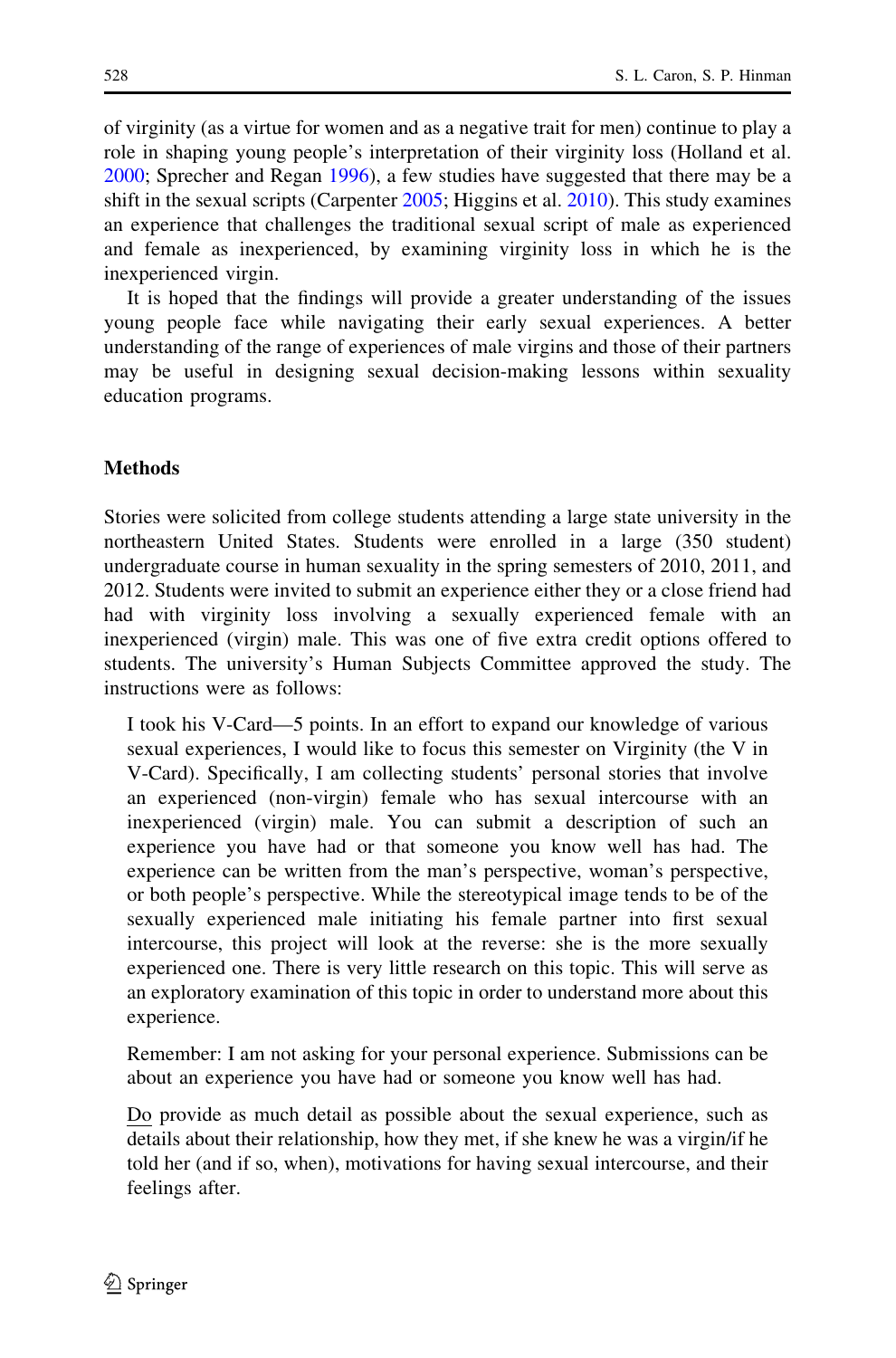of virginity (as a virtue for women and as a negative trait for men) continue to play a role in shaping young people's interpretation of their virginity loss (Holland et al. 2000; Sprecher and Regan 1996), a few studies have suggested that there may be a shift in the sexual scripts (Carpenter 2005; Higgins et al. 2010). This study examines an experience that challenges the traditional sexual script of male as experienced and female as inexperienced, by examining virginity loss in which he is the inexperienced virgin.

It is hoped that the findings will provide a greater understanding of the issues young people face while navigating their early sexual experiences. A better understanding of the range of experiences of male virgins and those of their partners may be useful in designing sexual decision-making lessons within sexuality education programs.

## Methods

Stories were solicited from college students attending a large state university in the northeastern United States. Students were enrolled in a large (350 student) undergraduate course in human sexuality in the spring semesters of 2010, 2011, and 2012. Students were invited to submit an experience either they or a close friend had had with virginity loss involving a sexually experienced female with an inexperienced (virgin) male. This was one of five extra credit options offered to students. The university's Human Subjects Committee approved the study. The instructions were as follows:

> I took his V-Card—5 points. In an effort to expand our knowledge of various sexual experiences, I would like to focus this semester on Virginity (the V in V-Card). Specifically, I am collecting students' personal stories that involve an experienced (non-virgin) female who has sexual intercourse with an inexperienced (virgin) male. You can submit a description of such an experience you have had or that someone you know well has had. The experience can be written from the man's perspective, woman's perspective, or both people's perspective. While the stereotypical image tends to be of the sexually experienced male initiating his female partner into first sexual intercourse, this project will look at the reverse: she is the more sexually experienced one. There is very little research on this topic. This will serve as an exploratory examination of this topic in order to understand more about this experience.
>
> Remember: I am not asking for your personal experience. Submissions can be about an experience you have had or someone you know well has had.
>
> <u>Do</u> provide as much detail as possible about the sexual experience, such as details about their relationship, how they met, if she knew he was a virgin/if he told her (and if so, when), motivations for having sexual intercourse, and their feelings after.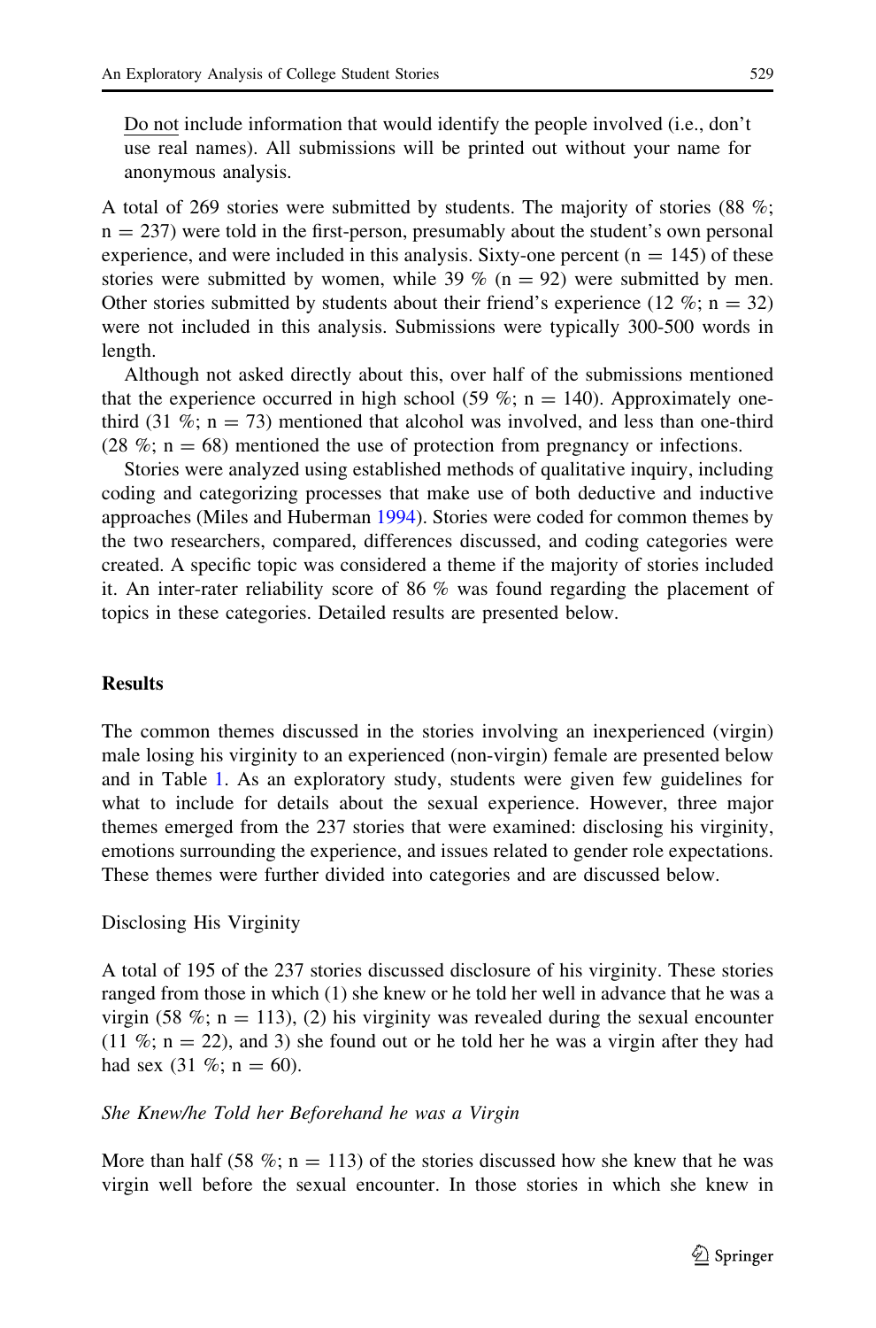<u>Do not</u> include information that would identify the people involved (i.e., don't use real names). All submissions will be printed out without your name for anonymous analysis.

A total of 269 stories were submitted by students. The majority of stories (88 %; n = 237) were told in the first-person, presumably about the student's own personal experience, and were included in this analysis. Sixty-one percent (n = 145) of these stories were submitted by women, while 39 % (n = 92) were submitted by men. Other stories submitted by students about their friend's experience (12 %; n = 32) were not included in this analysis. Submissions were typically 300-500 words in length.

Although not asked directly about this, over half of the submissions mentioned that the experience occurred in high school (59 %; n = 140). Approximately one-third (31 %; n = 73) mentioned that alcohol was involved, and less than one-third (28 %; n = 68) mentioned the use of protection from pregnancy or infections.

Stories were analyzed using established methods of qualitative inquiry, including coding and categorizing processes that make use of both deductive and inductive approaches (Miles and Huberman 1994). Stories were coded for common themes by the two researchers, compared, differences discussed, and coding categories were created. A specific topic was considered a theme if the majority of stories included it. An inter-rater reliability score of 86 % was found regarding the placement of topics in these categories. Detailed results are presented below.

## Results

The common themes discussed in the stories involving an inexperienced (virgin) male losing his virginity to an experienced (non-virgin) female are presented below and in Table 1. As an exploratory study, students were given few guidelines for what to include for details about the sexual experience. However, three major themes emerged from the 237 stories that were examined: disclosing his virginity, emotions surrounding the experience, and issues related to gender role expectations. These themes were further divided into categories and are discussed below.

### Disclosing His Virginity

A total of 195 of the 237 stories discussed disclosure of his virginity. These stories ranged from those in which (1) she knew or he told her well in advance that he was a virgin (58 %; n = 113), (2) his virginity was revealed during the sexual encounter (11 %; n = 22), and 3) she found out or he told her he was a virgin after they had had sex (31 %; n = 60).

#### *She Knew/he Told her Beforehand he was a Virgin*

More than half (58 %; n = 113) of the stories discussed how she knew that he was virgin well before the sexual encounter. In those stories in which she knew in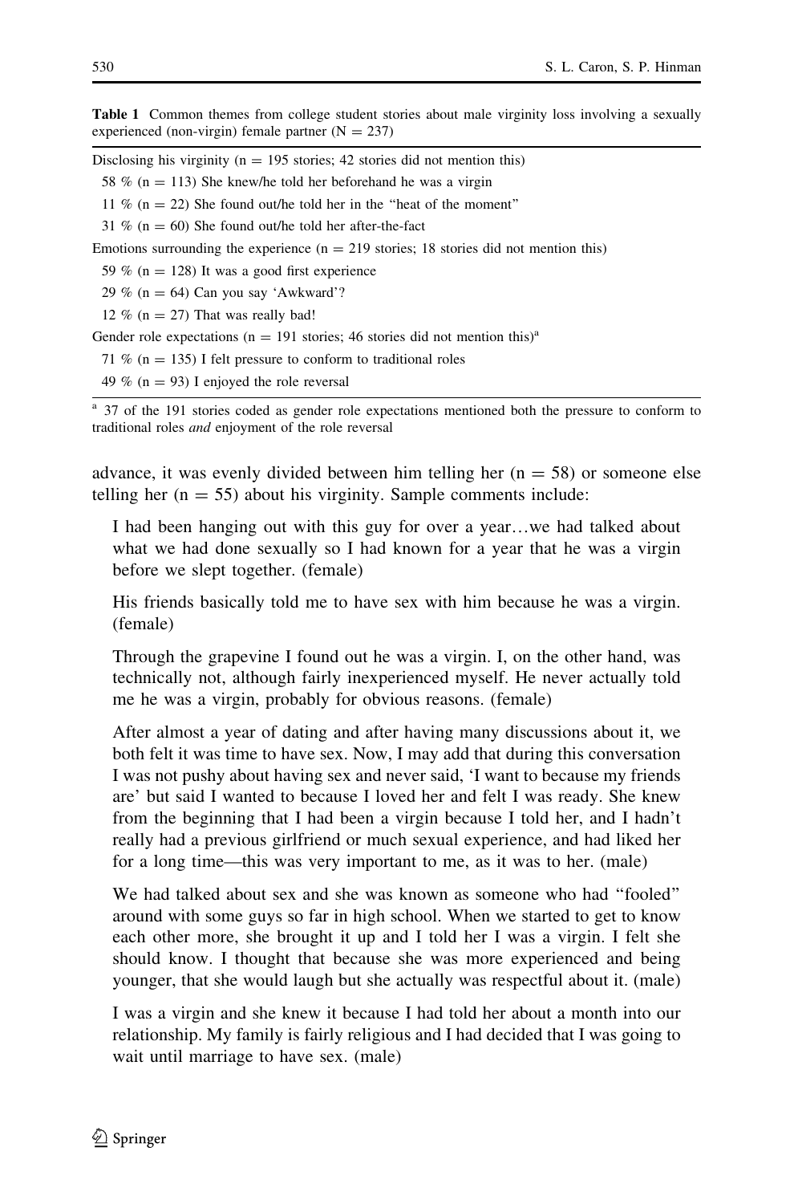**Table 1** Common themes from college student stories about male virginity loss involving a sexually experienced (non-virgin) female partner (N = 237)

| |
|---|
| Disclosing his virginity (n = 195 stories; 42 stories did not mention this) |
| 58 % (n = 113) She knew/he told her beforehand he was a virgin |
| 11 % (n = 22) She found out/he told her in the "heat of the moment" |
| 31 % (n = 60) She found out/he told her after-the-fact |
| Emotions surrounding the experience (n = 219 stories; 18 stories did not mention this) |
| 59 % (n = 128) It was a good first experience |
| 29 % (n = 64) Can you say 'Awkward'? |
| 12 % (n = 27) That was really bad! |
| Gender role expectations (n = 191 stories; 46 stories did not mention this)[a] |
| 71 % (n = 135) I felt pressure to conform to traditional roles |
| 49 % (n = 93) I enjoyed the role reversal |

[a] 37 of the 191 stories coded as gender role expectations mentioned both the pressure to conform to traditional roles *and* enjoyment of the role reversal

advance, it was evenly divided between him telling her (n = 58) or someone else telling her (n = 55) about his virginity. Sample comments include:

> I had been hanging out with this guy for over a year…we had talked about what we had done sexually so I had known for a year that he was a virgin before we slept together. (female)

> His friends basically told me to have sex with him because he was a virgin. (female)

> Through the grapevine I found out he was a virgin. I, on the other hand, was technically not, although fairly inexperienced myself. He never actually told me he was a virgin, probably for obvious reasons. (female)

> After almost a year of dating and after having many discussions about it, we both felt it was time to have sex. Now, I may add that during this conversation I was not pushy about having sex and never said, 'I want to because my friends are' but said I wanted to because I loved her and felt I was ready. She knew from the beginning that I had been a virgin because I told her, and I hadn't really had a previous girlfriend or much sexual experience, and had liked her for a long time—this was very important to me, as it was to her. (male)

> We had talked about sex and she was known as someone who had "fooled" around with some guys so far in high school. When we started to get to know each other more, she brought it up and I told her I was a virgin. I felt she should know. I thought that because she was more experienced and being younger, that she would laugh but she actually was respectful about it. (male)

> I was a virgin and she knew it because I had told her about a month into our relationship. My family is fairly religious and I had decided that I was going to wait until marriage to have sex. (male)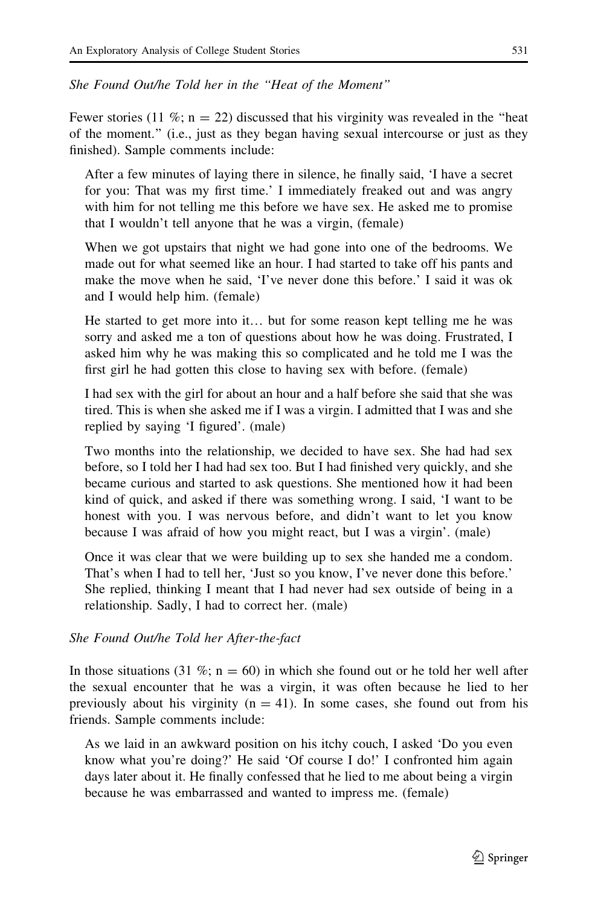*She Found Out/he Told her in the "Heat of the Moment"*

Fewer stories (11 %; n = 22) discussed that his virginity was revealed in the "heat of the moment." (i.e., just as they began having sexual intercourse or just as they finished). Sample comments include:

> After a few minutes of laying there in silence, he finally said, 'I have a secret for you: That was my first time.' I immediately freaked out and was angry with him for not telling me this before we have sex. He asked me to promise that I wouldn't tell anyone that he was a virgin, (female)

> When we got upstairs that night we had gone into one of the bedrooms. We made out for what seemed like an hour. I had started to take off his pants and make the move when he said, 'I've never done this before.' I said it was ok and I would help him. (female)

> He started to get more into it… but for some reason kept telling me he was sorry and asked me a ton of questions about how he was doing. Frustrated, I asked him why he was making this so complicated and he told me I was the first girl he had gotten this close to having sex with before. (female)

> I had sex with the girl for about an hour and a half before she said that she was tired. This is when she asked me if I was a virgin. I admitted that I was and she replied by saying 'I figured'. (male)

> Two months into the relationship, we decided to have sex. She had had sex before, so I told her I had had sex too. But I had finished very quickly, and she became curious and started to ask questions. She mentioned how it had been kind of quick, and asked if there was something wrong. I said, 'I want to be honest with you. I was nervous before, and didn't want to let you know because I was afraid of how you might react, but I was a virgin'. (male)

> Once it was clear that we were building up to sex she handed me a condom. That's when I had to tell her, 'Just so you know, I've never done this before.' She replied, thinking I meant that I had never had sex outside of being in a relationship. Sadly, I had to correct her. (male)

*She Found Out/he Told her After-the-fact*

In those situations (31 %; n = 60) in which she found out or he told her well after the sexual encounter that he was a virgin, it was often because he lied to her previously about his virginity (n = 41). In some cases, she found out from his friends. Sample comments include:

> As we laid in an awkward position on his itchy couch, I asked 'Do you even know what you're doing?' He said 'Of course I do!' I confronted him again days later about it. He finally confessed that he lied to me about being a virgin because he was embarrassed and wanted to impress me. (female)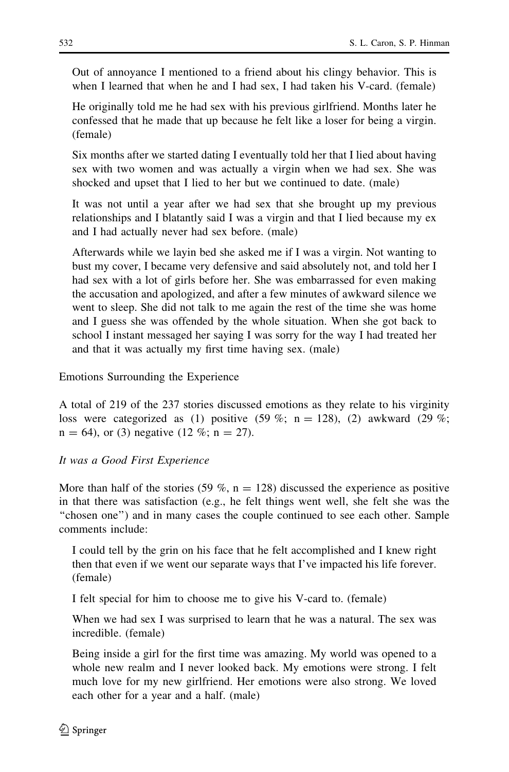Out of annoyance I mentioned to a friend about his clingy behavior. This is when I learned that when he and I had sex, I had taken his V-card. (female)

He originally told me he had sex with his previous girlfriend. Months later he confessed that he made that up because he felt like a loser for being a virgin. (female)

Six months after we started dating I eventually told her that I lied about having sex with two women and was actually a virgin when we had sex. She was shocked and upset that I lied to her but we continued to date. (male)

It was not until a year after we had sex that she brought up my previous relationships and I blatantly said I was a virgin and that I lied because my ex and I had actually never had sex before. (male)

Afterwards while we layin bed she asked me if I was a virgin. Not wanting to bust my cover, I became very defensive and said absolutely not, and told her I had sex with a lot of girls before her. She was embarrassed for even making the accusation and apologized, and after a few minutes of awkward silence we went to sleep. She did not talk to me again the rest of the time she was home and I guess she was offended by the whole situation. When she got back to school I instant messaged her saying I was sorry for the way I had treated her and that it was actually my first time having sex. (male)

Emotions Surrounding the Experience

A total of 219 of the 237 stories discussed emotions as they relate to his virginity loss were categorized as (1) positive (59 %; n = 128), (2) awkward (29 %; n = 64), or (3) negative (12 %; n = 27).

*It was a Good First Experience*

More than half of the stories (59 %, n = 128) discussed the experience as positive in that there was satisfaction (e.g., he felt things went well, she felt she was the "chosen one") and in many cases the couple continued to see each other. Sample comments include:

I could tell by the grin on his face that he felt accomplished and I knew right then that even if we went our separate ways that I've impacted his life forever. (female)

I felt special for him to choose me to give his V-card to. (female)

When we had sex I was surprised to learn that he was a natural. The sex was incredible. (female)

Being inside a girl for the first time was amazing. My world was opened to a whole new realm and I never looked back. My emotions were strong. I felt much love for my new girlfriend. Her emotions were also strong. We loved each other for a year and a half. (male)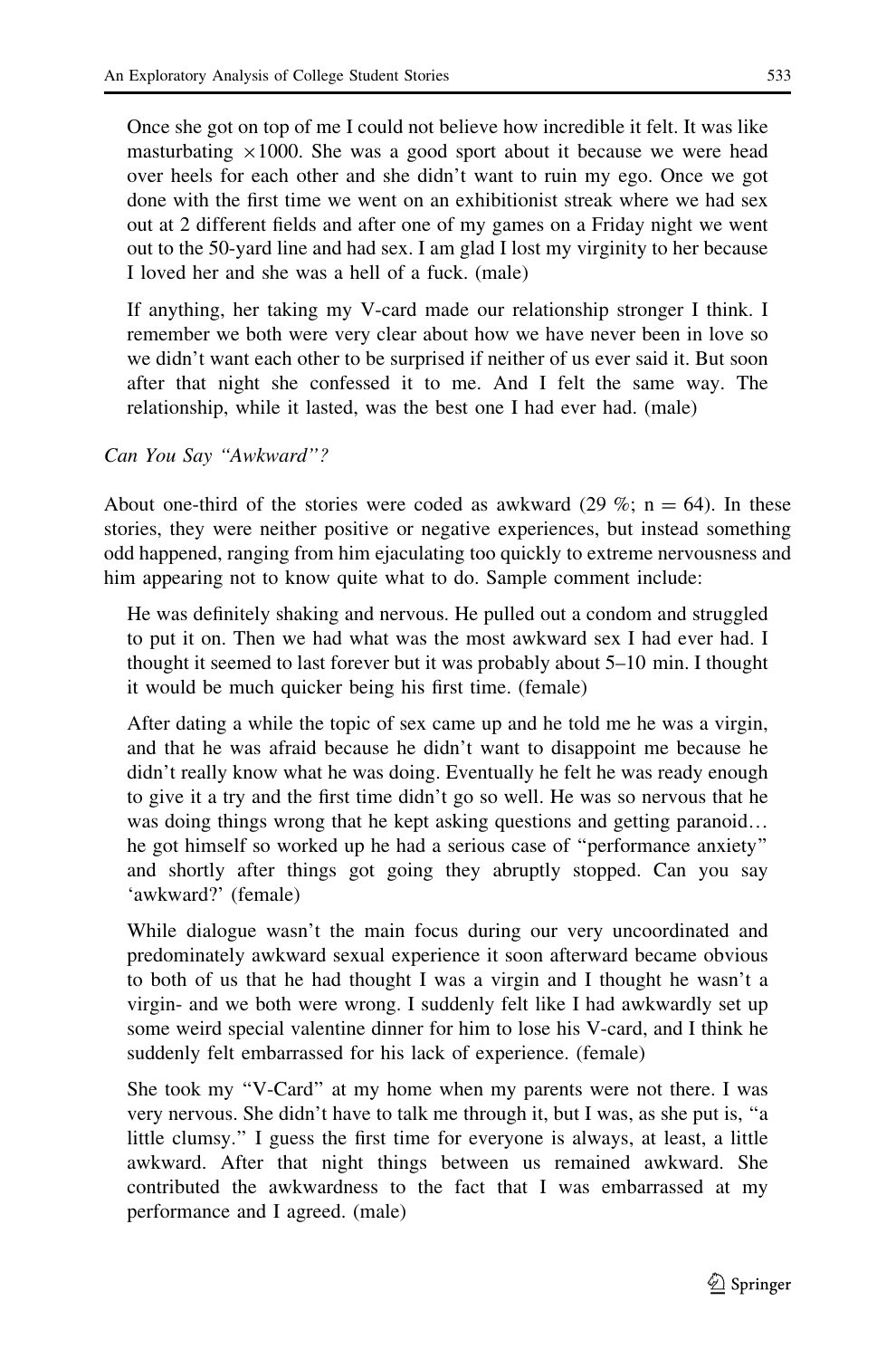> Once she got on top of me I could not believe how incredible it felt. It was like masturbating $\times 1000$. She was a good sport about it because we were head over heels for each other and she didn't want to ruin my ego. Once we got done with the first time we went on an exhibitionist streak where we had sex out at 2 different fields and after one of my games on a Friday night we went out to the 50-yard line and had sex. I am glad I lost my virginity to her because I loved her and she was a hell of a fuck. (male)

> If anything, her taking my V-card made our relationship stronger I think. I remember we both were very clear about how we have never been in love so we didn't want each other to be surprised if neither of us ever said it. But soon after that night she confessed it to me. And I felt the same way. The relationship, while it lasted, was the best one I had ever had. (male)

*Can You Say "Awkward"?*

About one-third of the stories were coded as awkward (29 %; n = 64). In these stories, they were neither positive or negative experiences, but instead something odd happened, ranging from him ejaculating too quickly to extreme nervousness and him appearing not to know quite what to do. Sample comment include:

> He was definitely shaking and nervous. He pulled out a condom and struggled to put it on. Then we had what was the most awkward sex I had ever had. I thought it seemed to last forever but it was probably about 5–10 min. I thought it would be much quicker being his first time. (female)

> After dating a while the topic of sex came up and he told me he was a virgin, and that he was afraid because he didn't want to disappoint me because he didn't really know what he was doing. Eventually he felt he was ready enough to give it a try and the first time didn't go so well. He was so nervous that he was doing things wrong that he kept asking questions and getting paranoid… he got himself so worked up he had a serious case of "performance anxiety" and shortly after things got going they abruptly stopped. Can you say 'awkward?' (female)

> While dialogue wasn't the main focus during our very uncoordinated and predominately awkward sexual experience it soon afterward became obvious to both of us that he had thought I was a virgin and I thought he wasn't a virgin- and we both were wrong. I suddenly felt like I had awkwardly set up some weird special valentine dinner for him to lose his V-card, and I think he suddenly felt embarrassed for his lack of experience. (female)

> She took my "V-Card" at my home when my parents were not there. I was very nervous. She didn't have to talk me through it, but I was, as she put is, "a little clumsy." I guess the first time for everyone is always, at least, a little awkward. After that night things between us remained awkward. She contributed the awkwardness to the fact that I was embarrassed at my performance and I agreed. (male)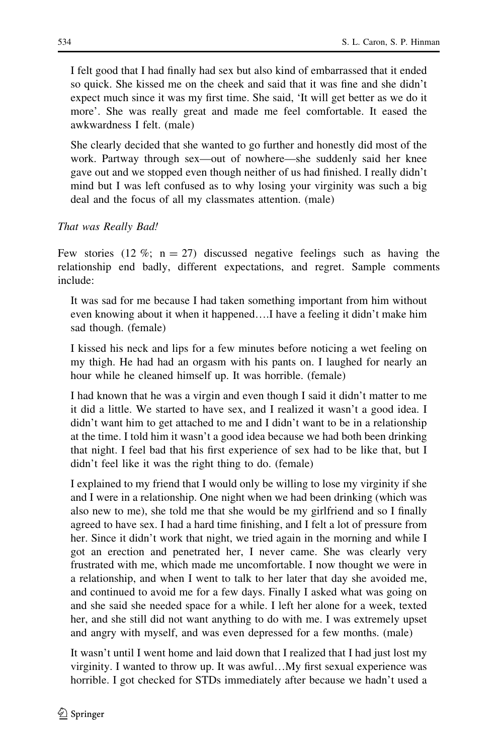I felt good that I had finally had sex but also kind of embarrassed that it ended so quick. She kissed me on the cheek and said that it was fine and she didn't expect much since it was my first time. She said, 'It will get better as we do it more'. She was really great and made me feel comfortable. It eased the awkwardness I felt. (male)

She clearly decided that she wanted to go further and honestly did most of the work. Partway through sex—out of nowhere—she suddenly said her knee gave out and we stopped even though neither of us had finished. I really didn't mind but I was left confused as to why losing your virginity was such a big deal and the focus of all my classmates attention. (male)

*That was Really Bad!*

Few stories (12 %; n = 27) discussed negative feelings such as having the relationship end badly, different expectations, and regret. Sample comments include:

It was sad for me because I had taken something important from him without even knowing about it when it happened….I have a feeling it didn't make him sad though. (female)

I kissed his neck and lips for a few minutes before noticing a wet feeling on my thigh. He had had an orgasm with his pants on. I laughed for nearly an hour while he cleaned himself up. It was horrible. (female)

I had known that he was a virgin and even though I said it didn't matter to me it did a little. We started to have sex, and I realized it wasn't a good idea. I didn't want him to get attached to me and I didn't want to be in a relationship at the time. I told him it wasn't a good idea because we had both been drinking that night. I feel bad that his first experience of sex had to be like that, but I didn't feel like it was the right thing to do. (female)

I explained to my friend that I would only be willing to lose my virginity if she and I were in a relationship. One night when we had been drinking (which was also new to me), she told me that she would be my girlfriend and so I finally agreed to have sex. I had a hard time finishing, and I felt a lot of pressure from her. Since it didn't work that night, we tried again in the morning and while I got an erection and penetrated her, I never came. She was clearly very frustrated with me, which made me uncomfortable. I now thought we were in a relationship, and when I went to talk to her later that day she avoided me, and continued to avoid me for a few days. Finally I asked what was going on and she said she needed space for a while. I left her alone for a week, texted her, and she still did not want anything to do with me. I was extremely upset and angry with myself, and was even depressed for a few months. (male)

It wasn't until I went home and laid down that I realized that I had just lost my virginity. I wanted to throw up. It was awful…My first sexual experience was horrible. I got checked for STDs immediately after because we hadn't used a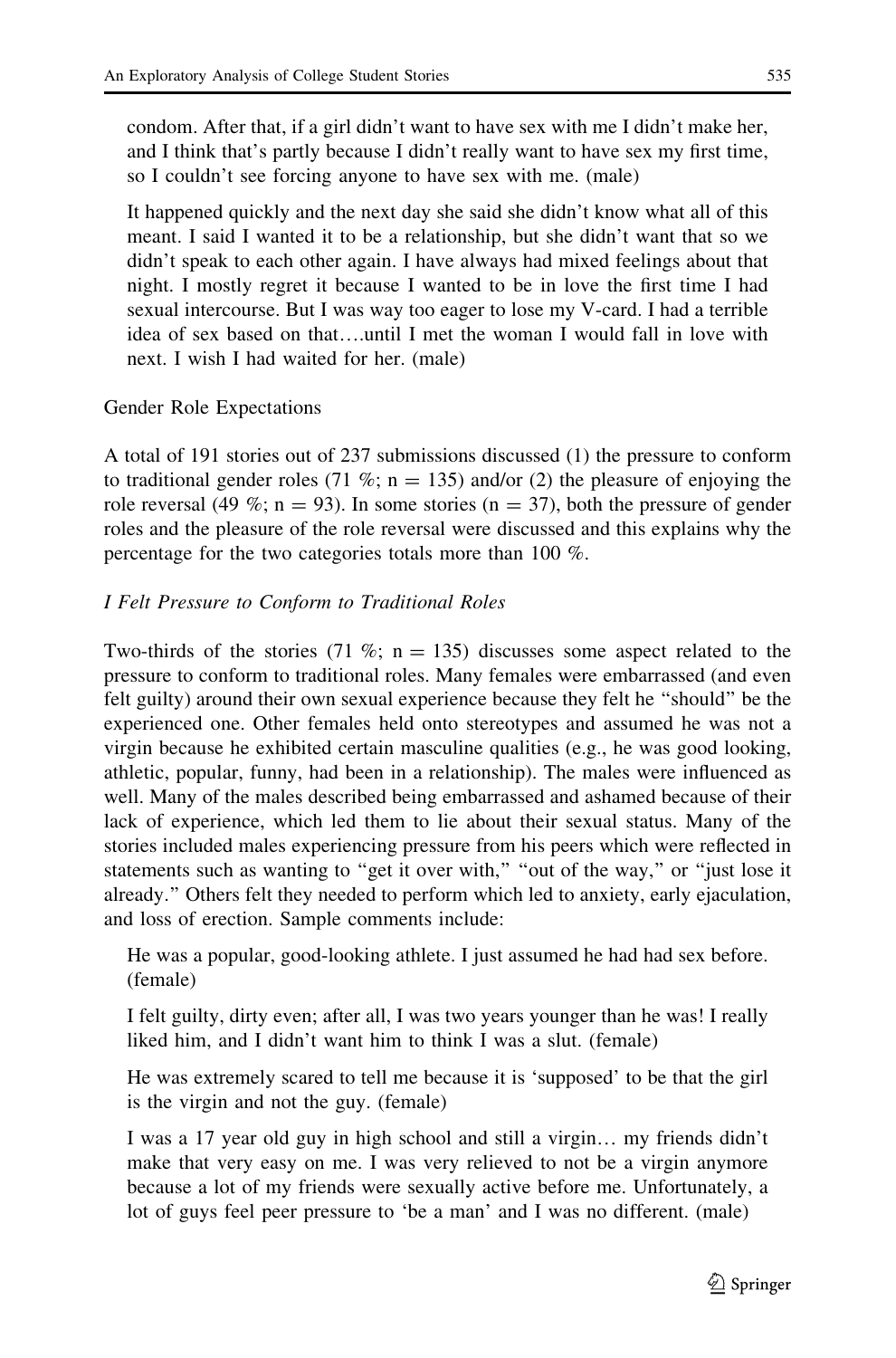condom. After that, if a girl didn't want to have sex with me I didn't make her, and I think that's partly because I didn't really want to have sex my first time, so I couldn't see forcing anyone to have sex with me. (male)

> It happened quickly and the next day she said she didn't know what all of this meant. I said I wanted it to be a relationship, but she didn't want that so we didn't speak to each other again. I have always had mixed feelings about that night. I mostly regret it because I wanted to be in love the first time I had sexual intercourse. But I was way too eager to lose my V-card. I had a terrible idea of sex based on that….until I met the woman I would fall in love with next. I wish I had waited for her. (male)

### Gender Role Expectations

A total of 191 stories out of 237 submissions discussed (1) the pressure to conform to traditional gender roles (71 %; n = 135) and/or (2) the pleasure of enjoying the role reversal (49 %; n = 93). In some stories (n = 37), both the pressure of gender roles and the pleasure of the role reversal were discussed and this explains why the percentage for the two categories totals more than 100 %.

#### *I Felt Pressure to Conform to Traditional Roles*

Two-thirds of the stories (71 %; n = 135) discusses some aspect related to the pressure to conform to traditional roles. Many females were embarrassed (and even felt guilty) around their own sexual experience because they felt he "should" be the experienced one. Other females held onto stereotypes and assumed he was not a virgin because he exhibited certain masculine qualities (e.g., he was good looking, athletic, popular, funny, had been in a relationship). The males were influenced as well. Many of the males described being embarrassed and ashamed because of their lack of experience, which led them to lie about their sexual status. Many of the stories included males experiencing pressure from his peers which were reflected in statements such as wanting to "get it over with," "out of the way," or "just lose it already." Others felt they needed to perform which led to anxiety, early ejaculation, and loss of erection. Sample comments include:

> He was a popular, good-looking athlete. I just assumed he had had sex before. (female)

> I felt guilty, dirty even; after all, I was two years younger than he was! I really liked him, and I didn't want him to think I was a slut. (female)

> He was extremely scared to tell me because it is 'supposed' to be that the girl is the virgin and not the guy. (female)

> I was a 17 year old guy in high school and still a virgin… my friends didn't make that very easy on me. I was very relieved to not be a virgin anymore because a lot of my friends were sexually active before me. Unfortunately, a lot of guys feel peer pressure to 'be a man' and I was no different. (male)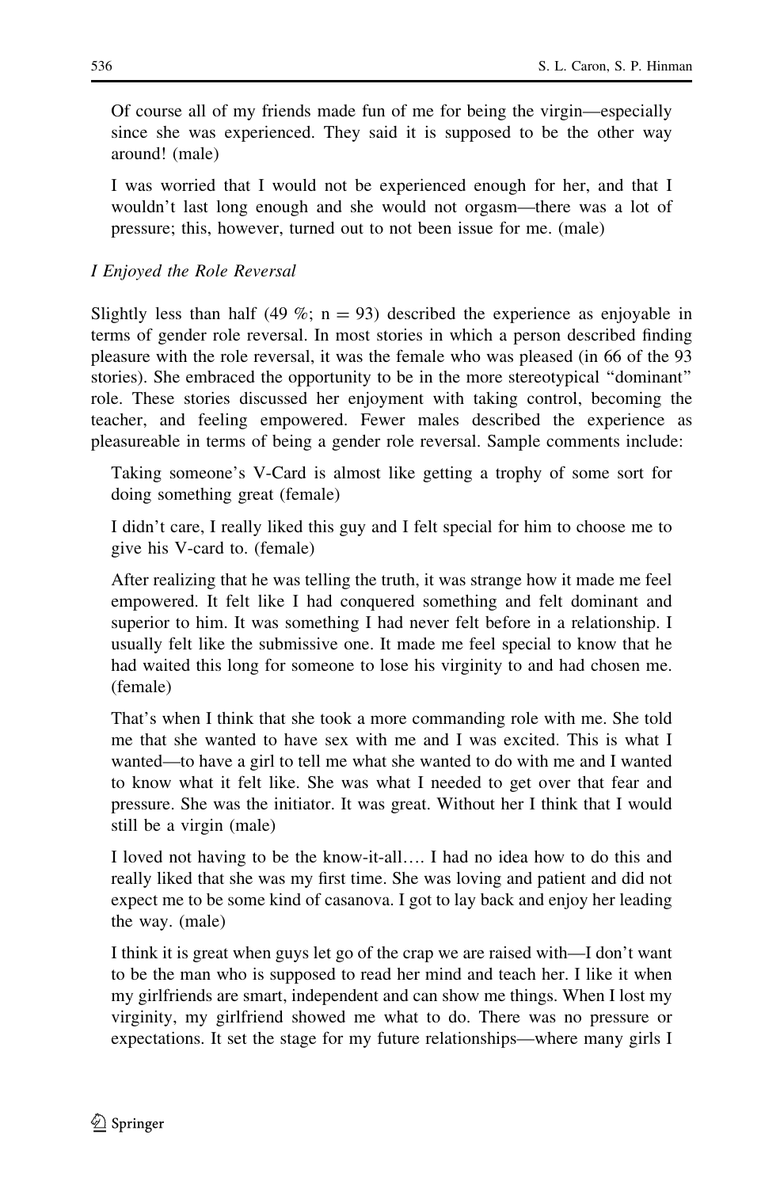Of course all of my friends made fun of me for being the virgin—especially since she was experienced. They said it is supposed to be the other way around! (male)

I was worried that I would not be experienced enough for her, and that I wouldn't last long enough and she would not orgasm—there was a lot of pressure; this, however, turned out to not been issue for me. (male)

*I Enjoyed the Role Reversal*

Slightly less than half (49 %; n = 93) described the experience as enjoyable in terms of gender role reversal. In most stories in which a person described finding pleasure with the role reversal, it was the female who was pleased (in 66 of the 93 stories). She embraced the opportunity to be in the more stereotypical "dominant" role. These stories discussed her enjoyment with taking control, becoming the teacher, and feeling empowered. Fewer males described the experience as pleasureable in terms of being a gender role reversal. Sample comments include:

Taking someone's V-Card is almost like getting a trophy of some sort for doing something great (female)

I didn't care, I really liked this guy and I felt special for him to choose me to give his V-card to. (female)

After realizing that he was telling the truth, it was strange how it made me feel empowered. It felt like I had conquered something and felt dominant and superior to him. It was something I had never felt before in a relationship. I usually felt like the submissive one. It made me feel special to know that he had waited this long for someone to lose his virginity to and had chosen me. (female)

That's when I think that she took a more commanding role with me. She told me that she wanted to have sex with me and I was excited. This is what I wanted—to have a girl to tell me what she wanted to do with me and I wanted to know what it felt like. She was what I needed to get over that fear and pressure. She was the initiator. It was great. Without her I think that I would still be a virgin (male)

I loved not having to be the know-it-all…. I had no idea how to do this and really liked that she was my first time. She was loving and patient and did not expect me to be some kind of casanova. I got to lay back and enjoy her leading the way. (male)

I think it is great when guys let go of the crap we are raised with—I don't want to be the man who is supposed to read her mind and teach her. I like it when my girlfriends are smart, independent and can show me things. When I lost my virginity, my girlfriend showed me what to do. There was no pressure or expectations. It set the stage for my future relationships—where many girls I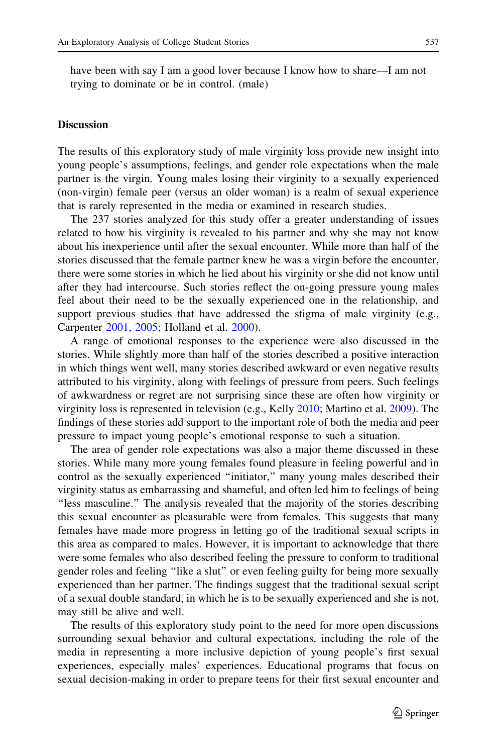have been with say I am a good lover because I know how to share—I am not trying to dominate or be in control. (male)

## Discussion

The results of this exploratory study of male virginity loss provide new insight into young people's assumptions, feelings, and gender role expectations when the male partner is the virgin. Young males losing their virginity to a sexually experienced (non-virgin) female peer (versus an older woman) is a realm of sexual experience that is rarely represented in the media or examined in research studies.

The 237 stories analyzed for this study offer a greater understanding of issues related to how his virginity is revealed to his partner and why she may not know about his inexperience until after the sexual encounter. While more than half of the stories discussed that the female partner knew he was a virgin before the encounter, there were some stories in which he lied about his virginity or she did not know until after they had intercourse. Such stories reflect the on-going pressure young males feel about their need to be the sexually experienced one in the relationship, and support previous studies that have addressed the stigma of male virginity (e.g., Carpenter 2001, 2005; Holland et al. 2000).

A range of emotional responses to the experience were also discussed in the stories. While slightly more than half of the stories described a positive interaction in which things went well, many stories described awkward or even negative results attributed to his virginity, along with feelings of pressure from peers. Such feelings of awkwardness or regret are not surprising since these are often how virginity or virginity loss is represented in television (e.g., Kelly 2010; Martino et al. 2009). The findings of these stories add support to the important role of both the media and peer pressure to impact young people's emotional response to such a situation.

The area of gender role expectations was also a major theme discussed in these stories. While many more young females found pleasure in feeling powerful and in control as the sexually experienced "initiator," many young males described their virginity status as embarrassing and shameful, and often led him to feelings of being "less masculine." The analysis revealed that the majority of the stories describing this sexual encounter as pleasurable were from females. This suggests that many females have made more progress in letting go of the traditional sexual scripts in this area as compared to males. However, it is important to acknowledge that there were some females who also described feeling the pressure to conform to traditional gender roles and feeling "like a slut" or even feeling guilty for being more sexually experienced than her partner. The findings suggest that the traditional sexual script of a sexual double standard, in which he is to be sexually experienced and she is not, may still be alive and well.

The results of this exploratory study point to the need for more open discussions surrounding sexual behavior and cultural expectations, including the role of the media in representing a more inclusive depiction of young people's first sexual experiences, especially males' experiences. Educational programs that focus on sexual decision-making in order to prepare teens for their first sexual encounter and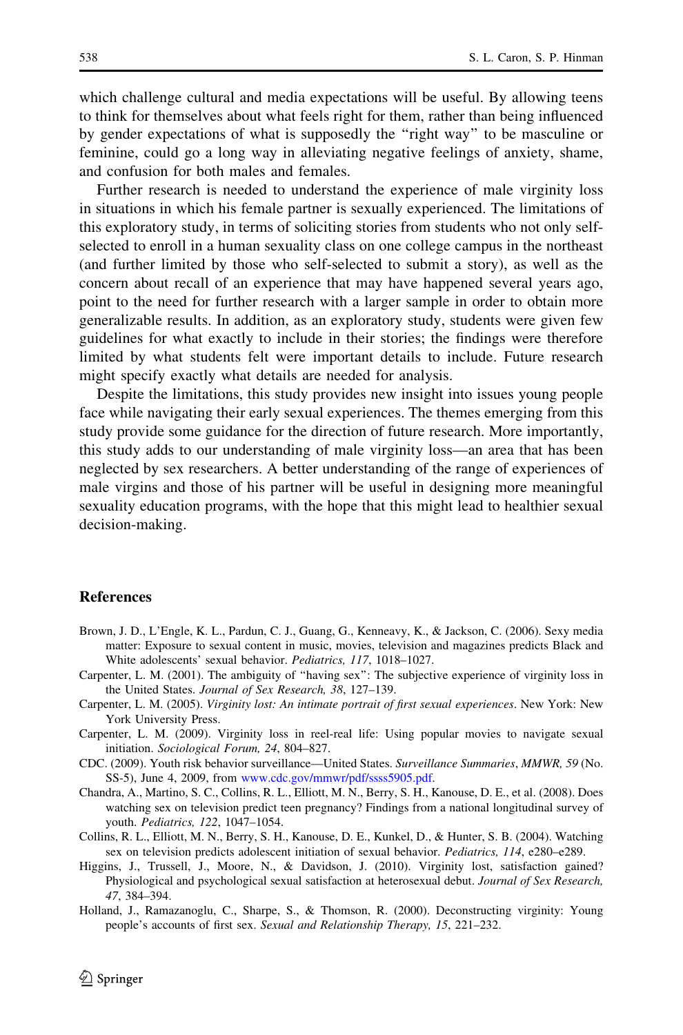which challenge cultural and media expectations will be useful. By allowing teens to think for themselves about what feels right for them, rather than being influenced by gender expectations of what is supposedly the "right way" to be masculine or feminine, could go a long way in alleviating negative feelings of anxiety, shame, and confusion for both males and females.

Further research is needed to understand the experience of male virginity loss in situations in which his female partner is sexually experienced. The limitations of this exploratory study, in terms of soliciting stories from students who not only self-selected to enroll in a human sexuality class on one college campus in the northeast (and further limited by those who self-selected to submit a story), as well as the concern about recall of an experience that may have happened several years ago, point to the need for further research with a larger sample in order to obtain more generalizable results. In addition, as an exploratory study, students were given few guidelines for what exactly to include in their stories; the findings were therefore limited by what students felt were important details to include. Future research might specify exactly what details are needed for analysis.

Despite the limitations, this study provides new insight into issues young people face while navigating their early sexual experiences. The themes emerging from this study provide some guidance for the direction of future research. More importantly, this study adds to our understanding of male virginity loss—an area that has been neglected by sex researchers. A better understanding of the range of experiences of male virgins and those of his partner will be useful in designing more meaningful sexuality education programs, with the hope that this might lead to healthier sexual decision-making.

## References

Brown, J. D., L'Engle, K. L., Pardun, C. J., Guang, G., Kenneavy, K., & Jackson, C. (2006). Sexy media matter: Exposure to sexual content in music, movies, television and magazines predicts Black and White adolescents' sexual behavior. *Pediatrics, 117*, 1018–1027.

Carpenter, L. M. (2001). The ambiguity of "having sex": The subjective experience of virginity loss in the United States. *Journal of Sex Research, 38*, 127–139.

Carpenter, L. M. (2005). *Virginity lost: An intimate portrait of first sexual experiences*. New York: New York University Press.

Carpenter, L. M. (2009). Virginity loss in reel-real life: Using popular movies to navigate sexual initiation. *Sociological Forum, 24*, 804–827.

CDC. (2009). Youth risk behavior surveillance—United States. *Surveillance Summaries*, *MMWR, 59* (No. SS-5), June 4, 2009, from www.cdc.gov/mmwr/pdf/ssss5905.pdf.

Chandra, A., Martino, S. C., Collins, R. L., Elliott, M. N., Berry, S. H., Kanouse, D. E., et al. (2008). Does watching sex on television predict teen pregnancy? Findings from a national longitudinal survey of youth. *Pediatrics, 122*, 1047–1054.

Collins, R. L., Elliott, M. N., Berry, S. H., Kanouse, D. E., Kunkel, D., & Hunter, S. B. (2004). Watching sex on television predicts adolescent initiation of sexual behavior. *Pediatrics, 114*, e280–e289.

Higgins, J., Trussell, J., Moore, N., & Davidson, J. (2010). Virginity lost, satisfaction gained? Physiological and psychological sexual satisfaction at heterosexual debut. *Journal of Sex Research, 47*, 384–394.

Holland, J., Ramazanoglu, C., Sharpe, S., & Thomson, R. (2000). Deconstructing virginity: Young people's accounts of first sex. *Sexual and Relationship Therapy, 15*, 221–232.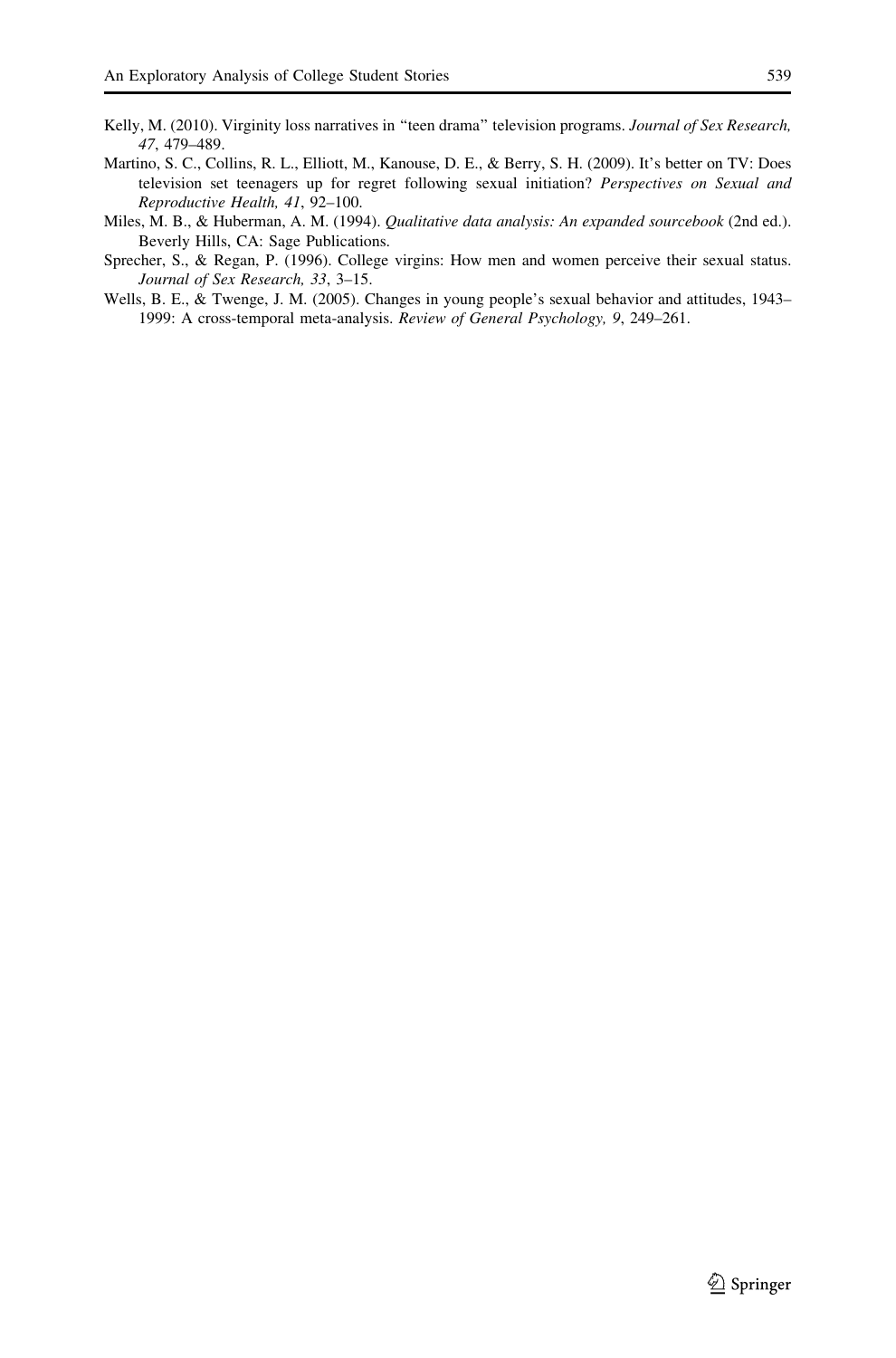Kelly, M. (2010). Virginity loss narratives in "teen drama" television programs. *Journal of Sex Research, 47*, 479–489.

Martino, S. C., Collins, R. L., Elliott, M., Kanouse, D. E., & Berry, S. H. (2009). It's better on TV: Does television set teenagers up for regret following sexual initiation? *Perspectives on Sexual and Reproductive Health, 41*, 92–100.

Miles, M. B., & Huberman, A. M. (1994). *Qualitative data analysis: An expanded sourcebook* (2nd ed.). Beverly Hills, CA: Sage Publications.

Sprecher, S., & Regan, P. (1996). College virgins: How men and women perceive their sexual status. *Journal of Sex Research, 33*, 3–15.

Wells, B. E., & Twenge, J. M. (2005). Changes in young people's sexual behavior and attitudes, 1943–1999: A cross-temporal meta-analysis. *Review of General Psychology, 9*, 249–261.